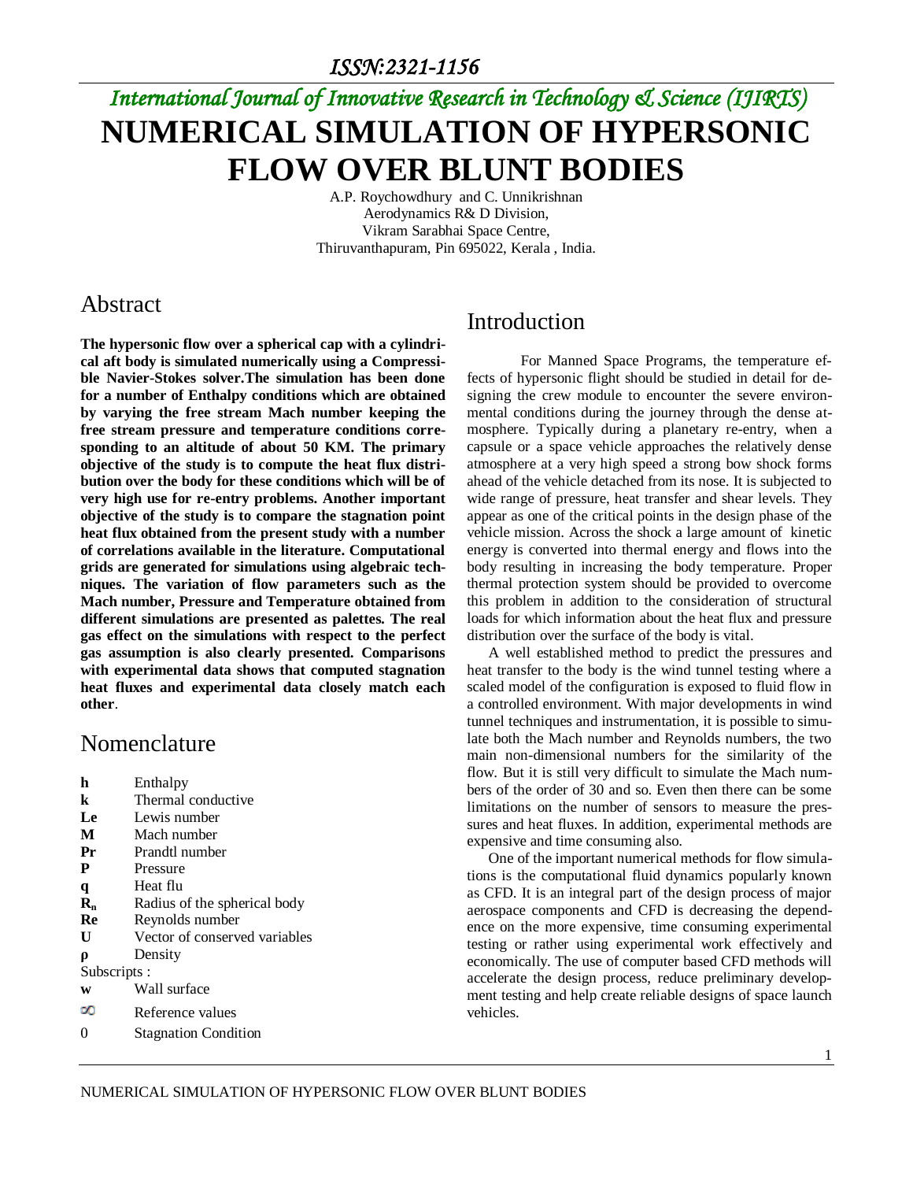*ISSN:2321-1156*

*International Journal of Innovative Research in Technology & Science (IJIRTS)*

# NUMERICAL SIMULATION OF HYPERSONIC FLOW OVER BLUNT BODIES

A.P. Roychowdhury and C. Unnikrishnan
Aerodynamics R& D Division,
Vikram Sarabhai Space Centre,
Thiruvanthapuram, Pin 695022, Kerala , India.

## Abstract

**The hypersonic flow over a spherical cap with a cylindrical aft body is simulated numerically using a Compressible Navier-Stokes solver.The simulation has been done for a number of Enthalpy conditions which are obtained by varying the free stream Mach number keeping the free stream pressure and temperature conditions corresponding to an altitude of about 50 KM. The primary objective of the study is to compute the heat flux distribution over the body for these conditions which will be of very high use for re-entry problems. Another important objective of the study is to compare the stagnation point heat flux obtained from the present study with a number of correlations available in the literature. Computational grids are generated for simulations using algebraic techniques. The variation of flow parameters such as the Mach number, Pressure and Temperature obtained from different simulations are presented as palettes. The real gas effect on the simulations with respect to the perfect gas assumption is also clearly presented. Comparisons with experimental data shows that computed stagnation heat fluxes and experimental data closely match each other**.

## Nomenclature

| | |
|---|---|
| **h** | Enthalpy |
| **k** | Thermal conductive |
| **Le** | Lewis number |
| **M** | Mach number |
| **Pr** | Prandtl number |
| **P** | Pressure |
| **q** | Heat flu |
| $\mathbf{R_n}$ | Radius of the spherical body |
| **Re** | Reynolds number |
| **U** | Vector of conserved variables |
| **ρ** | Density |
| Subscripts : | |
| **w** | Wall surface |
| $\infty$ | Reference values |
| 0 | Stagnation Condition |

## Introduction

For Manned Space Programs, the temperature effects of hypersonic flight should be studied in detail for designing the crew module to encounter the severe environmental conditions during the journey through the dense atmosphere. Typically during a planetary re-entry, when a capsule or a space vehicle approaches the relatively dense atmosphere at a very high speed a strong bow shock forms ahead of the vehicle detached from its nose. It is subjected to wide range of pressure, heat transfer and shear levels. They appear as one of the critical points in the design phase of the vehicle mission. Across the shock a large amount of kinetic energy is converted into thermal energy and flows into the body resulting in increasing the body temperature. Proper thermal protection system should be provided to overcome this problem in addition to the consideration of structural loads for which information about the heat flux and pressure distribution over the surface of the body is vital.

A well established method to predict the pressures and heat transfer to the body is the wind tunnel testing where a scaled model of the configuration is exposed to fluid flow in a controlled environment. With major developments in wind tunnel techniques and instrumentation, it is possible to simulate both the Mach number and Reynolds numbers, the two main non-dimensional numbers for the similarity of the flow. But it is still very difficult to simulate the Mach numbers of the order of 30 and so. Even then there can be some limitations on the number of sensors to measure the pressures and heat fluxes. In addition, experimental methods are expensive and time consuming also.

One of the important numerical methods for flow simulations is the computational fluid dynamics popularly known as CFD. It is an integral part of the design process of major aerospace components and CFD is decreasing the dependence on the more expensive, time consuming experimental testing or rather using experimental work effectively and economically. The use of computer based CFD methods will accelerate the design process, reduce preliminary development testing and help create reliable designs of space launch vehicles.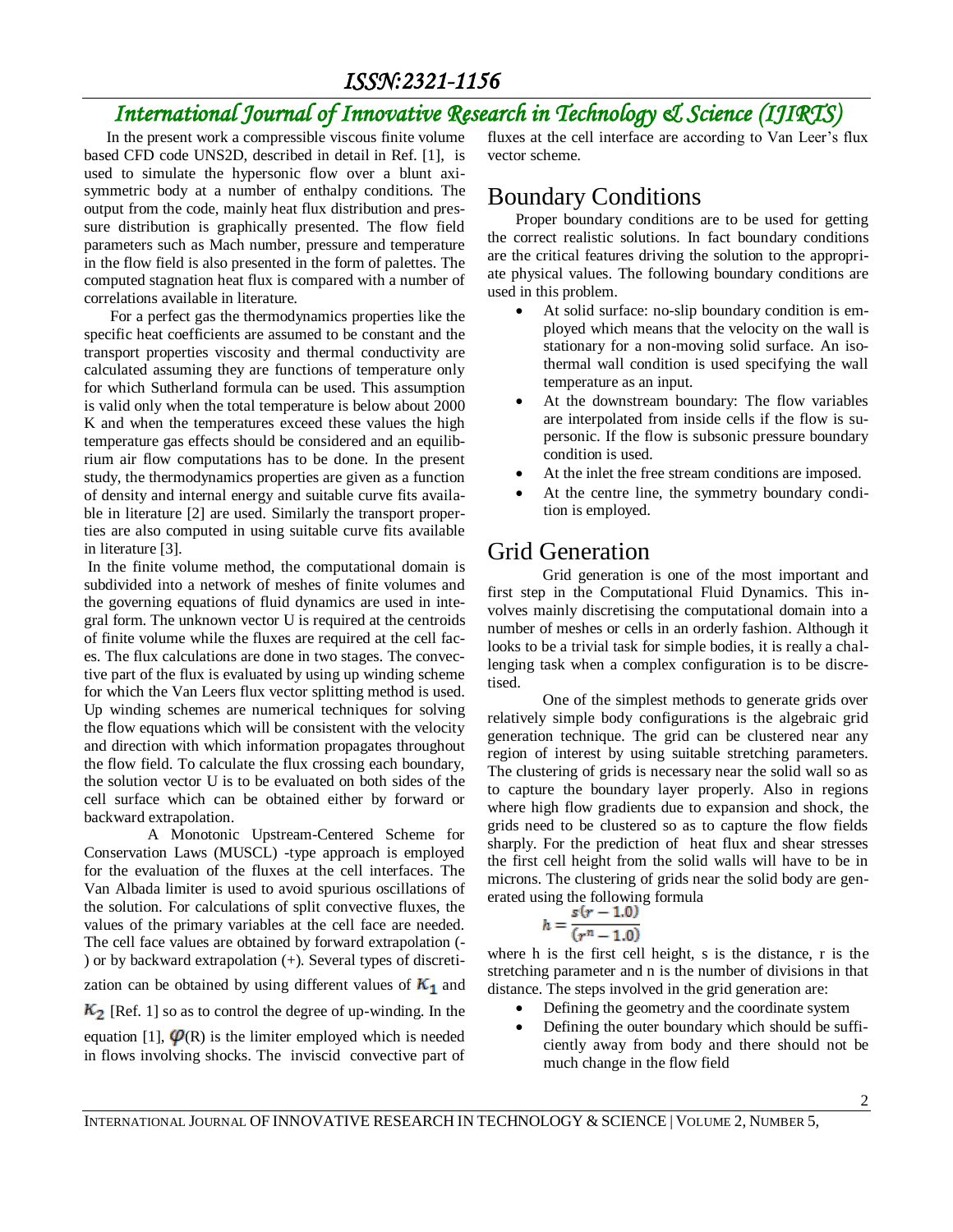In the present work a compressible viscous finite volume based CFD code UNS2D, described in detail in Ref. [1], is used to simulate the hypersonic flow over a blunt axi-symmetric body at a number of enthalpy conditions. The output from the code, mainly heat flux distribution and pressure distribution is graphically presented. The flow field parameters such as Mach number, pressure and temperature in the flow field is also presented in the form of palettes. The computed stagnation heat flux is compared with a number of correlations available in literature.

For a perfect gas the thermodynamics properties like the specific heat coefficients are assumed to be constant and the transport properties viscosity and thermal conductivity are calculated assuming they are functions of temperature only for which Sutherland formula can be used. This assumption is valid only when the total temperature is below about 2000 K and when the temperatures exceed these values the high temperature gas effects should be considered and an equilibrium air flow computations has to be done. In the present study, the thermodynamics properties are given as a function of density and internal energy and suitable curve fits available in literature [2] are used. Similarly the transport properties are also computed in using suitable curve fits available in literature [3].

In the finite volume method, the computational domain is subdivided into a network of meshes of finite volumes and the governing equations of fluid dynamics are used in integral form. The unknown vector U is required at the centroids of finite volume while the fluxes are required at the cell faces. The flux calculations are done in two stages. The convective part of the flux is evaluated by using up winding scheme for which the Van Leers flux vector splitting method is used. Up winding schemes are numerical techniques for solving the flow equations which will be consistent with the velocity and direction with which information propagates throughout the flow field. To calculate the flux crossing each boundary, the solution vector U is to be evaluated on both sides of the cell surface which can be obtained either by forward or backward extrapolation.

A Monotonic Upstream-Centered Scheme for Conservation Laws (MUSCL) -type approach is employed for the evaluation of the fluxes at the cell interfaces. The Van Albada limiter is used to avoid spurious oscillations of the solution. For calculations of split convective fluxes, the values of the primary variables at the cell face are needed. The cell face values are obtained by forward extrapolation (-) or by backward extrapolation (+). Several types of discretization can be obtained by using different values of $K_1$ and $K_2$ [Ref. 1] so as to control the degree of up-winding. In the equation [1], $\varphi$(R) is the limiter employed which is needed in flows involving shocks. The inviscid convective part of fluxes at the cell interface are according to Van Leer's flux vector scheme.

## Boundary Conditions

Proper boundary conditions are to be used for getting the correct realistic solutions. In fact boundary conditions are the critical features driving the solution to the appropriate physical values. The following boundary conditions are used in this problem.

- At solid surface: no-slip boundary condition is employed which means that the velocity on the wall is stationary for a non-moving solid surface. An isothermal wall condition is used specifying the wall temperature as an input.
- At the downstream boundary: The flow variables are interpolated from inside cells if the flow is supersonic. If the flow is subsonic pressure boundary condition is used.
- At the inlet the free stream conditions are imposed.
- At the centre line, the symmetry boundary condition is employed.

## Grid Generation

Grid generation is one of the most important and first step in the Computational Fluid Dynamics. This involves mainly discretising the computational domain into a number of meshes or cells in an orderly fashion. Although it looks to be a trivial task for simple bodies, it is really a challenging task when a complex configuration is to be discretised.

One of the simplest methods to generate grids over relatively simple body configurations is the algebraic grid generation technique. The grid can be clustered near any region of interest by using suitable stretching parameters. The clustering of grids is necessary near the solid wall so as to capture the boundary layer properly. Also in regions where high flow gradients due to expansion and shock, the grids need to be clustered so as to capture the flow fields sharply. For the prediction of heat flux and shear stresses the first cell height from the solid walls will have to be in microns. The clustering of grids near the solid body are generated using the following formula

$$h = \frac{s(r - 1.0)}{(r^n - 1.0)}$$

where h is the first cell height, s is the distance, r is the stretching parameter and n is the number of divisions in that distance. The steps involved in the grid generation are:

- Defining the geometry and the coordinate system
- Defining the outer boundary which should be sufficiently away from body and there should not be much change in the flow field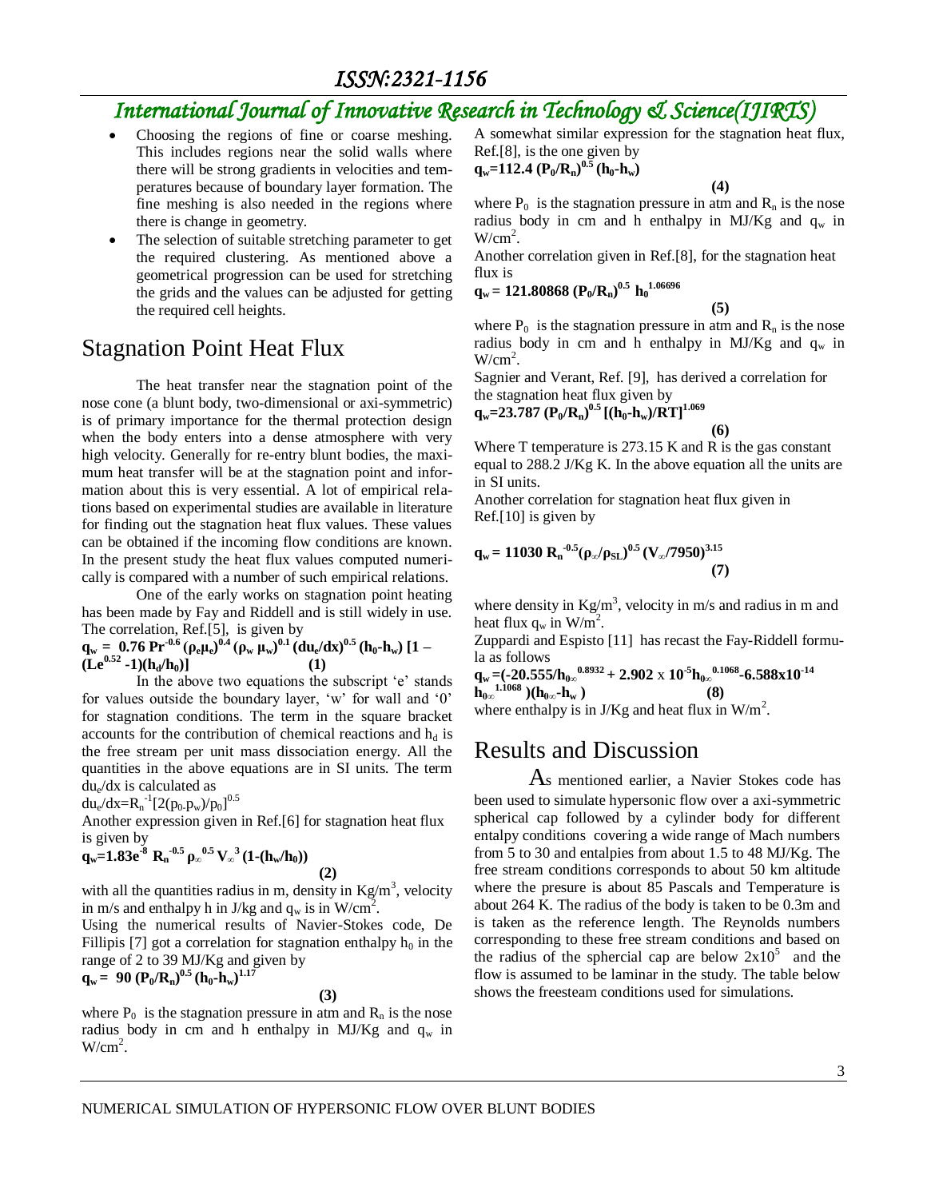- Choosing the regions of fine or coarse meshing. This includes regions near the solid walls where there will be strong gradients in velocities and temperatures because of boundary layer formation. The fine meshing is also needed in the regions where there is change in geometry.
- The selection of suitable stretching parameter to get the required clustering. As mentioned above a geometrical progression can be used for stretching the grids and the values can be adjusted for getting the required cell heights.

## Stagnation Point Heat Flux

The heat transfer near the stagnation point of the nose cone (a blunt body, two-dimensional or axi-symmetric) is of primary importance for the thermal protection design when the body enters into a dense atmosphere with very high velocity. Generally for re-entry blunt bodies, the maximum heat transfer will be at the stagnation point and information about this is very essential. A lot of empirical relations based on experimental studies are available in literature for finding out the stagnation heat flux values. These values can be obtained if the incoming flow conditions are known. In the present study the heat flux values computed numerically is compared with a number of such empirical relations.

One of the early works on stagnation point heating has been made by Fay and Riddell and is still widely in use. The correlation, Ref.[5], is given by

$$\mathbf{q_w = 0.76\,Pr^{-0.6}\,(\rho_e\mu_e)^{0.4}\,(\rho_w\,\mu_w)^{0.1}\,(du_e/dx)^{0.5}\,(h_0\text{-}h_w)\,[1 - (Le^{0.52} - 1)(h_d/h_0)]} \quad (1)$$

In the above two equations the subscript 'e' stands for values outside the boundary layer, 'w' for wall and '0' for stagnation conditions. The term in the square bracket accounts for the contribution of chemical reactions and $h_d$ is the free stream per unit mass dissociation energy. All the quantities in the above equations are in SI units. The term $du_e/dx$ is calculated as

$du_e/dx = R_n^{-1}[2(p_0\text{-}p_w)/p_0]^{0.5}$

Another expression given in Ref.[6] for stagnation heat flux is given by

$$\mathbf{q_w = 1.83e^{-8}\;R_n^{-0.5}\,\rho_\infty^{0.5}\,V_\infty^{3}\,(1\text{-}(h_w/h_0))} \quad (2)$$

with all the quantities radius in m, density in Kg/m$^3$, velocity in m/s and enthalpy h in J/kg and $q_w$ is in W/cm$^2$.

Using the numerical results of Navier-Stokes code, De Fillipis [7] got a correlation for stagnation enthalpy $h_0$ in the range of 2 to 39 MJ/Kg and given by

$$\mathbf{q_w = 90\,(P_0/R_n)^{0.5}\,(h_0\text{-}h_w)^{1.17}} \quad (3)$$

where $P_0$ is the stagnation pressure in atm and $R_n$ is the nose radius body in cm and h enthalpy in MJ/Kg and $q_w$ in W/cm$^2$.

A somewhat similar expression for the stagnation heat flux, Ref.[8], is the one given by

$$\mathbf{q_w = 112.4\,(P_0/R_n)^{0.5}\,(h_0\text{-}h_w)} \quad (4)$$

where $P_0$ is the stagnation pressure in atm and $R_n$ is the nose radius body in cm and h enthalpy in MJ/Kg and $q_w$ in W/cm$^2$.

Another correlation given in Ref.[8], for the stagnation heat flux is

$$\mathbf{q_w = 121.80868\,(P_0/R_n)^{0.5}\;h_0^{1.06696}} \quad (5)$$

where $P_0$ is the stagnation pressure in atm and $R_n$ is the nose radius body in cm and h enthalpy in MJ/Kg and $q_w$ in W/cm$^2$.

Sagnier and Verant, Ref. [9], has derived a correlation for the stagnation heat flux given by

$$\mathbf{q_w = 23.787\,(P_0/R_n)^{0.5}\,[(h_0\text{-}h_w)/RT]^{1.069}} \quad (6)$$

Where T temperature is 273.15 K and R is the gas constant equal to 288.2 J/Kg K. In the above equation all the units are in SI units.

Another correlation for stagnation heat flux given in Ref.[10] is given by

$$\mathbf{q_w = 11030\;R_n^{-0.5}(\rho_\infty/\rho_{SL})^{0.5}\,(V_\infty/7950)^{3.15}} \quad (7)$$

where density in Kg/m$^3$, velocity in m/s and radius in m and heat flux $q_w$ in W/m$^2$.

Zuppardi and Espisto [11] has recast the Fay-Riddell formula as follows

$$\mathbf{q_w = (-20.555/h_{0\infty}^{0.8932} + 2.902 \times 10^{-5} h_{0\infty}^{0.1068} - 6.588\times10^{-14}\,h_{0\infty}^{1.1068})(h_{0\infty}\text{-}h_w)} \quad (8)$$

where enthalpy is in J/Kg and heat flux in W/m$^2$.

## Results and Discussion

As mentioned earlier, a Navier Stokes code has been used to simulate hypersonic flow over a axi-symmetric spherical cap followed by a cylinder body for different entalpy conditions covering a wide range of Mach numbers from 5 to 30 and entalpies from about 1.5 to 48 MJ/Kg. The free stream conditions corresponds to about 50 km altitude where the presure is about 85 Pascals and Temperature is about 264 K. The radius of the body is taken to be 0.3m and is taken as the reference length. The Reynolds numbers corresponding to these free stream conditions and based on the radius of the sphercial cap are below $2\text{x}10^5$ and the flow is assumed to be laminar in the study. The table below shows the freesteam conditions used for simulations.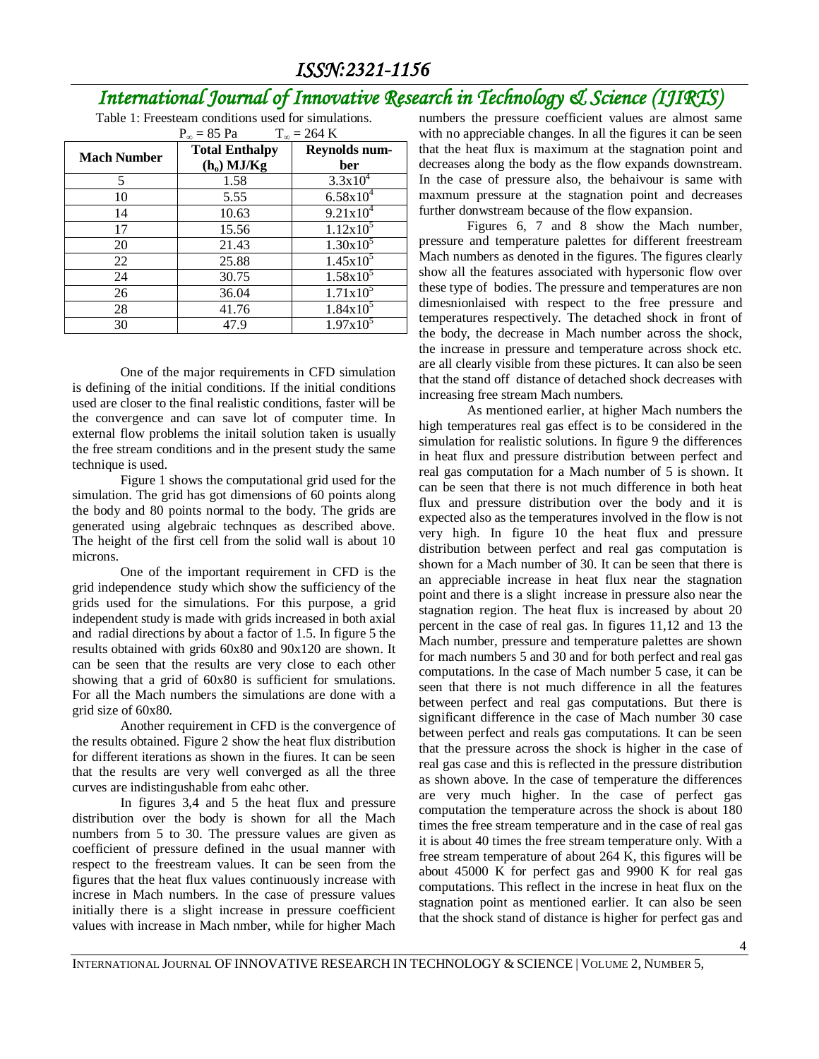Table 1: Freesteam conditions used for simulations.

$P_\infty = 85$ Pa $\quad T_\infty = 264$ K

| Mach Number | Total Enthalpy ($h_o$) MJ/Kg | Reynolds number |
|---|---|---|
| 5 | 1.58 | $3.3\text{x}10^4$ |
| 10 | 5.55 | $6.58\text{x}10^4$ |
| 14 | 10.63 | $9.21\text{x}10^4$ |
| 17 | 15.56 | $1.12\text{x}10^5$ |
| 20 | 21.43 | $1.30\text{x}10^5$ |
| 22 | 25.88 | $1.45\text{x}10^5$ |
| 24 | 30.75 | $1.58\text{x}10^5$ |
| 26 | 36.04 | $1.71\text{x}10^5$ |
| 28 | 41.76 | $1.84\text{x}10^5$ |
| 30 | 47.9 | $1.97\text{x}10^5$ |

One of the major requirements in CFD simulation is defining of the initial conditions. If the initial conditions used are closer to the final realistic conditions, faster will be the convergence and can save lot of computer time. In external flow problems the initail solution taken is usually the free stream conditions and in the present study the same technique is used.

Figure 1 shows the computational grid used for the simulation. The grid has got dimensions of 60 points along the body and 80 points normal to the body. The grids are generated using algebraic technques as described above. The height of the first cell from the solid wall is about 10 microns.

One of the important requirement in CFD is the grid independence study which show the sufficiency of the grids used for the simulations. For this purpose, a grid independent study is made with grids increased in both axial and radial directions by about a factor of 1.5. In figure 5 the results obtained with grids 60x80 and 90x120 are shown. It can be seen that the results are very close to each other showing that a grid of 60x80 is sufficient for smulations. For all the Mach numbers the simulations are done with a grid size of 60x80.

Another requirement in CFD is the convergence of the results obtained. Figure 2 show the heat flux distribution for different iterations as shown in the fiures. It can be seen that the results are very well converged as all the three curves are indistingushable from eahc other.

In figures 3,4 and 5 the heat flux and pressure distribution over the body is shown for all the Mach numbers from 5 to 30. The pressure values are given as coefficient of pressure defined in the usual manner with respect to the freestream values. It can be seen from the figures that the heat flux values continuously increase with increse in Mach numbers. In the case of pressure values initially there is a slight increase in pressure coefficient values with increase in Mach nmber, while for higher Mach numbers the pressure coefficient values are almost same with no appreciable changes. In all the figures it can be seen that the heat flux is maximum at the stagnation point and decreases along the body as the flow expands downstream. In the case of pressure also, the behaivour is same with maxmum pressure at the stagnation point and decreases further donwstream because of the flow expansion.

Figures 6, 7 and 8 show the Mach number, pressure and temperature palettes for different freestream Mach numbers as denoted in the figures. The figures clearly show all the features associated with hypersonic flow over these type of bodies. The pressure and temperatures are non dimesnionlaised with respect to the free pressure and temperatures respectively. The detached shock in front of the body, the decrease in Mach number across the shock, the increase in pressure and temperature across shock etc. are all clearly visible from these pictures. It can also be seen that the stand off distance of detached shock decreases with increasing free stream Mach numbers.

As mentioned earlier, at higher Mach numbers the high temperatures real gas effect is to be considered in the simulation for realistic solutions. In figure 9 the differences in heat flux and pressure distribution between perfect and real gas computation for a Mach number of 5 is shown. It can be seen that there is not much difference in both heat flux and pressure distribution over the body and it is expected also as the temperatures involved in the flow is not very high. In figure 10 the heat flux and pressure distribution between perfect and real gas computation is shown for a Mach number of 30. It can be seen that there is an appreciable increase in heat flux near the stagnation point and there is a slight increase in pressure also near the stagnation region. The heat flux is increased by about 20 percent in the case of real gas. In figures 11,12 and 13 the Mach number, pressure and temperature palettes are shown for mach numbers 5 and 30 and for both perfect and real gas computations. In the case of Mach number 5 case, it can be seen that there is not much difference in all the features between perfect and real gas computations. But there is significant difference in the case of Mach number 30 case between perfect and reals gas computations. It can be seen that the pressure across the shock is higher in the case of real gas case and this is reflected in the pressure distribution as shown above. In the case of temperature the differences are very much higher. In the case of perfect gas computation the temperature across the shock is about 180 times the free stream temperature and in the case of real gas it is about 40 times the free stream temperature only. With a free stream temperature of about 264 K, this figures will be about 45000 K for perfect gas and 9900 K for real gas computations. This reflect in the increse in heat flux on the stagnation point as mentioned earlier. It can also be seen that the shock stand of distance is higher for perfect gas and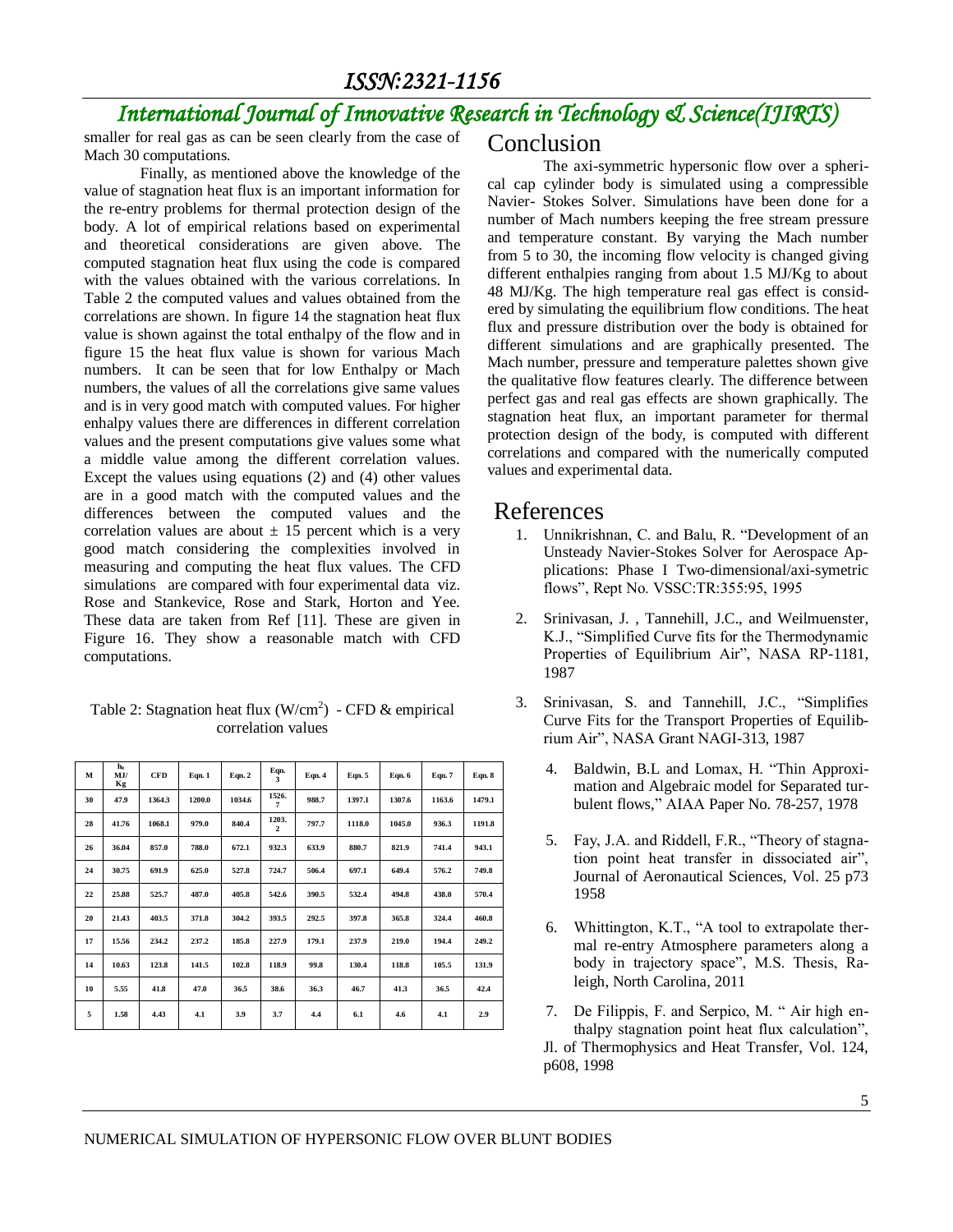smaller for real gas as can be seen clearly from the case of Mach 30 computations.

Finally, as mentioned above the knowledge of the value of stagnation heat flux is an important information for the re-entry problems for thermal protection design of the body. A lot of empirical relations based on experimental and theoretical considerations are given above. The computed stagnation heat flux using the code is compared with the values obtained with the various correlations. In Table 2 the computed values and values obtained from the correlations are shown. In figure 14 the stagnation heat flux value is shown against the total enthalpy of the flow and in figure 15 the heat flux value is shown for various Mach numbers. It can be seen that for low Enthalpy or Mach numbers, the values of all the correlations give same values and is in very good match with computed values. For higher enhalpy values there are differences in different correlation values and the present computations give values some what a middle value among the different correlation values. Except the values using equations (2) and (4) other values are in a good match with the computed values and the differences between the computed values and the correlation values are about ± 15 percent which is a very good match considering the complexities involved in measuring and computing the heat flux values. The CFD simulations are compared with four experimental data viz. Rose and Stankevice, Rose and Stark, Horton and Yee. These data are taken from Ref [11]. These are given in Figure 16. They show a reasonable match with CFD computations.

Table 2: Stagnation heat flux ($W/cm^2$) - CFD & empirical correlation values

| M | $h_0$ MJ/Kg | CFD | Eqn. 1 | Eqn. 2 | Eqn. 3 | Eqn. 4 | Eqn. 5 | Eqn. 6 | Eqn. 7 | Eqn. 8 |
|---|---|---|---|---|---|---|---|---|---|---|
| 30 | 47.9 | 1364.3 | 1200.0 | 1034.6 | 1526.7 | 988.7 | 1397.1 | 1307.6 | 1163.6 | 1479.1 |
| 28 | 41.76 | 1068.1 | 979.0 | 840.4 | 1203.2 | 797.7 | 1118.0 | 1045.0 | 936.3 | 1191.8 |
| 26 | 36.04 | 857.0 | 788.0 | 672.1 | 932.3 | 633.9 | 880.7 | 821.9 | 741.4 | 943.1 |
| 24 | 30.75 | 691.9 | 625.0 | 527.8 | 724.7 | 506.4 | 697.1 | 649.4 | 576.2 | 749.8 |
| 22 | 25.88 | 525.7 | 487.0 | 405.8 | 542.6 | 390.5 | 532.4 | 494.8 | 438.0 | 570.4 |
| 20 | 21.43 | 403.5 | 371.8 | 304.2 | 393.5 | 292.5 | 397.8 | 365.8 | 324.4 | 460.8 |
| 17 | 15.56 | 234.2 | 237.2 | 185.8 | 227.9 | 179.1 | 237.9 | 219.0 | 194.4 | 249.2 |
| 14 | 10.63 | 123.8 | 141.5 | 102.8 | 118.9 | 99.8 | 130.4 | 118.8 | 105.5 | 131.9 |
| 10 | 5.55 | 41.8 | 47.0 | 36.5 | 38.6 | 36.3 | 46.7 | 41.3 | 36.5 | 42.4 |
| 5 | 1.58 | 4.43 | 4.1 | 3.9 | 3.7 | 4.4 | 6.1 | 4.6 | 4.1 | 2.9 |

# Conclusion

The axi-symmetric hypersonic flow over a spherical cap cylinder body is simulated using a compressible Navier- Stokes Solver. Simulations have been done for a number of Mach numbers keeping the free stream pressure and temperature constant. By varying the Mach number from 5 to 30, the incoming flow velocity is changed giving different enthalpies ranging from about 1.5 MJ/Kg to about 48 MJ/Kg. The high temperature real gas effect is considered by simulating the equilibrium flow conditions. The heat flux and pressure distribution over the body is obtained for different simulations and are graphically presented. The Mach number, pressure and temperature palettes shown give the qualitative flow features clearly. The difference between perfect gas and real gas effects are shown graphically. The stagnation heat flux, an important parameter for thermal protection design of the body, is computed with different correlations and compared with the numerically computed values and experimental data.

# References

1. Unnikrishnan, C. and Balu, R. "Development of an Unsteady Navier-Stokes Solver for Aerospace Applications: Phase I Two-dimensional/axi-symetric flows", Rept No. VSSC:TR:355:95, 1995
2. Srinivasan, J. , Tannehill, J.C., and Weilmuenster, K.J., "Simplified Curve fits for the Thermodynamic Properties of Equilibrium Air", NASA RP-1181, 1987
3. Srinivasan, S. and Tannehill, J.C., "Simplifies Curve Fits for the Transport Properties of Equilibrium Air", NASA Grant NAGI-313, 1987
4. Baldwin, B.L and Lomax, H. "Thin Approximation and Algebraic model for Separated turbulent flows," AIAA Paper No. 78-257, 1978
5. Fay, J.A. and Riddell, F.R., "Theory of stagnation point heat transfer in dissociated air", Journal of Aeronautical Sciences, Vol. 25 p73 1958
6. Whittington, K.T., "A tool to extrapolate thermal re-entry Atmosphere parameters along a body in trajectory space", M.S. Thesis, Raleigh, North Carolina, 2011
7. De Filippis, F. and Serpico, M. " Air high enthalpy stagnation point heat flux calculation", Jl. of Thermophysics and Heat Transfer, Vol. 124, p608, 1998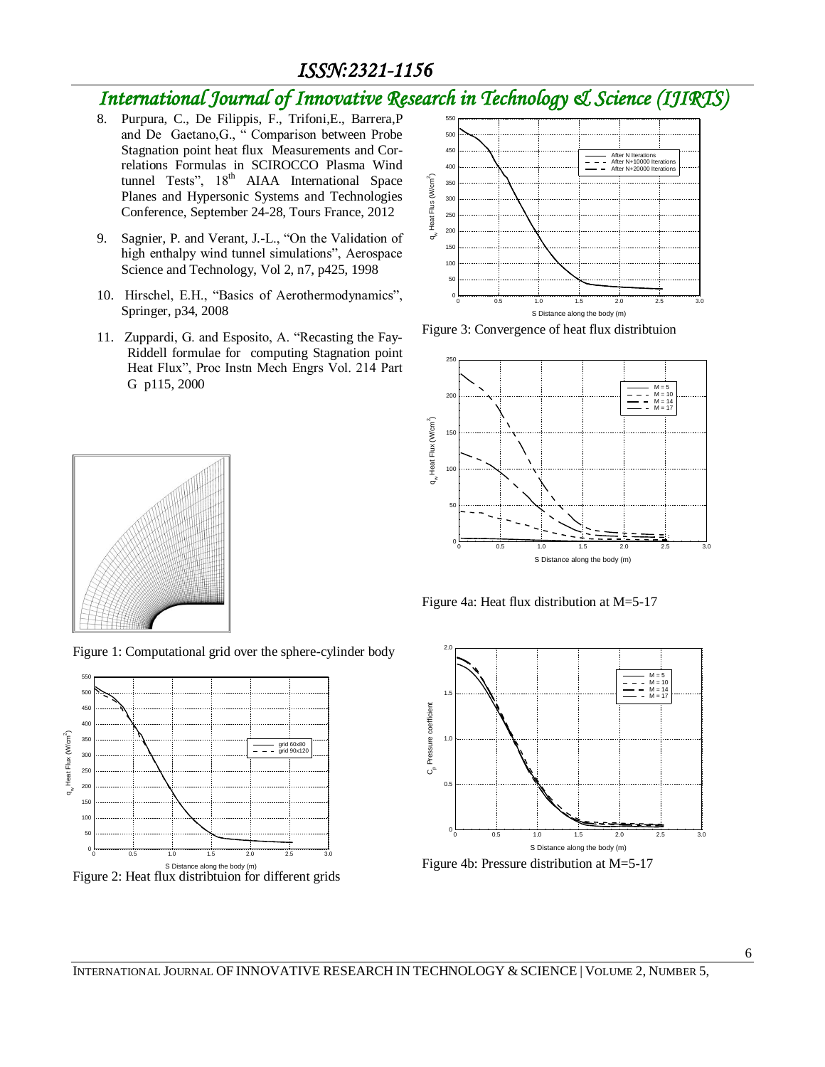8. Purpura, C., De Filippis, F., Trifoni,E., Barrera,P and De Gaetano,G., " Comparison between Probe Stagnation point heat flux Measurements and Correlations Formulas in SCIROCCO Plasma Wind tunnel Tests", 18th AIAA International Space Planes and Hypersonic Systems and Technologies Conference, September 24-28, Tours France, 2012

9. Sagnier, P. and Verant, J.-L., "On the Validation of high enthalpy wind tunnel simulations", Aerospace Science and Technology, Vol 2, n7, p425, 1998

10. Hirschel, E.H., "Basics of Aerothermodynamics", Springer, p34, 2008

11. Zuppardi, G. and Esposito, A. "Recasting the Fay-Riddell formulae for computing Stagnation point Heat Flux", Proc Instn Mech Engrs Vol. 214 Part G p115, 2000

Figure 1: Computational grid over the sphere-cylinder body

Figure 2: Heat flux distribtuion for different grids

Figure 3: Convergence of heat flux distribtuion

Figure 4a: Heat flux distribution at M=5-17

Figure 4b: Pressure distribution at M=5-17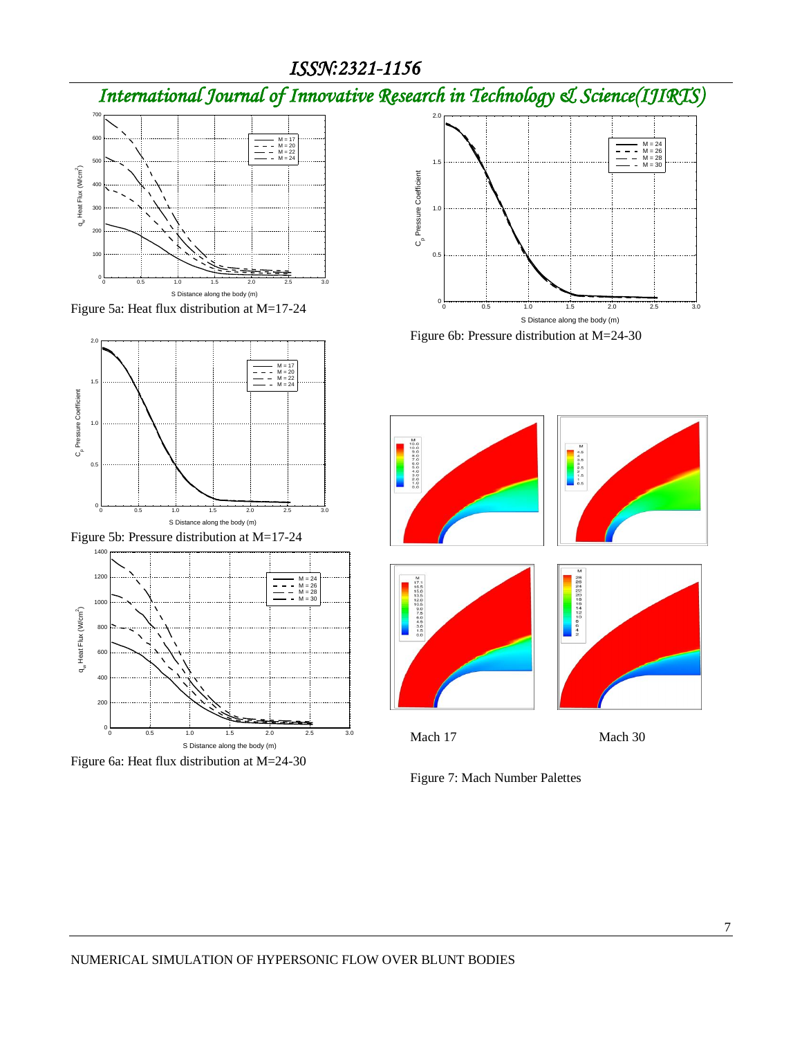Figure 5a: Heat flux distribution at M=17-24

Figure 5b: Pressure distribution at M=17-24

Figure 6a: Heat flux distribution at M=24-30

Figure 6b: Pressure distribution at M=24-30

Mach 17

Mach 30

Figure 7: Mach Number Palettes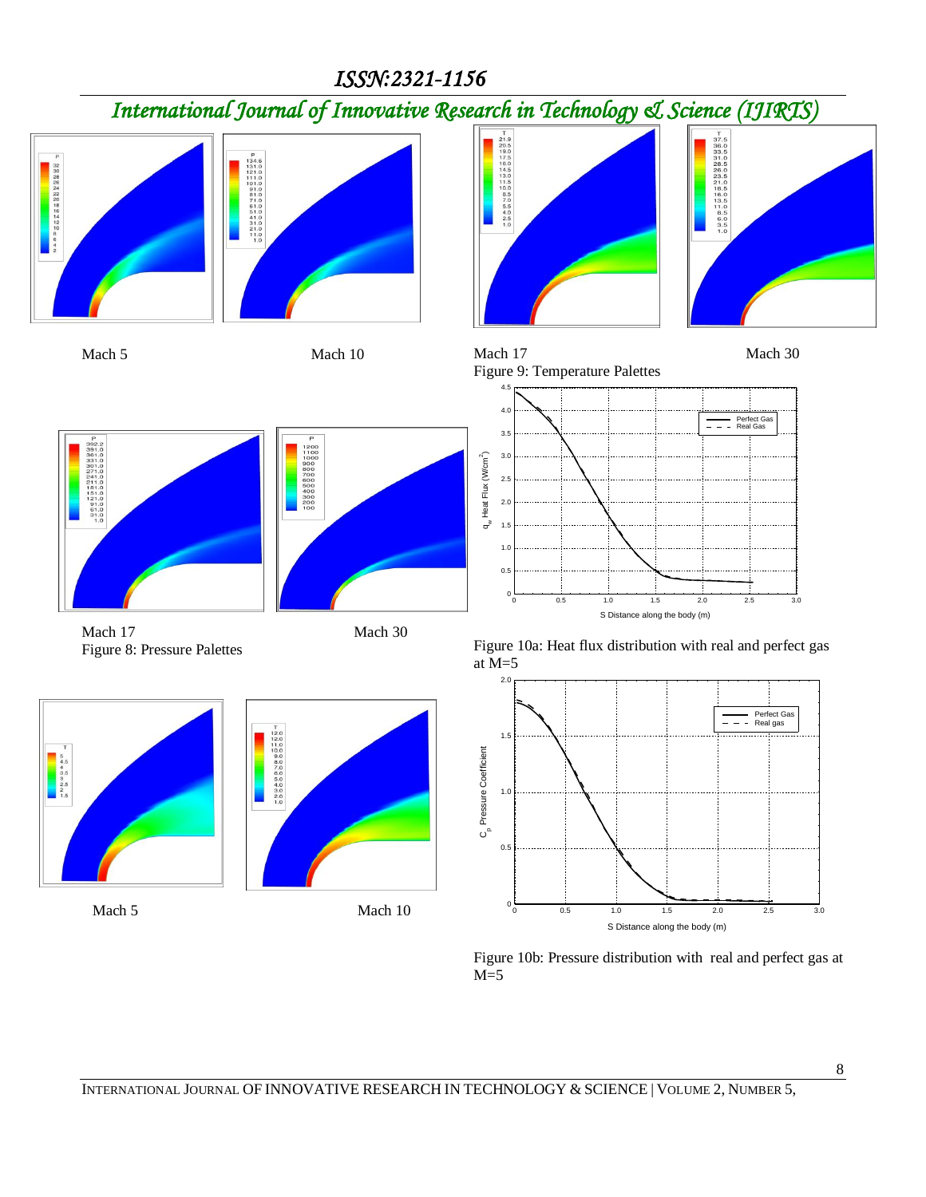Mach 5 Mach 10 Mach 17 Mach 30

Figure 9: Temperature Palettes

Mach 17 Mach 30

Figure 8: Pressure Palettes

Figure 10a: Heat flux distribution with real and perfect gas at M=5

Mach 5 Mach 10

Figure 10b: Pressure distribution with real and perfect gas at M=5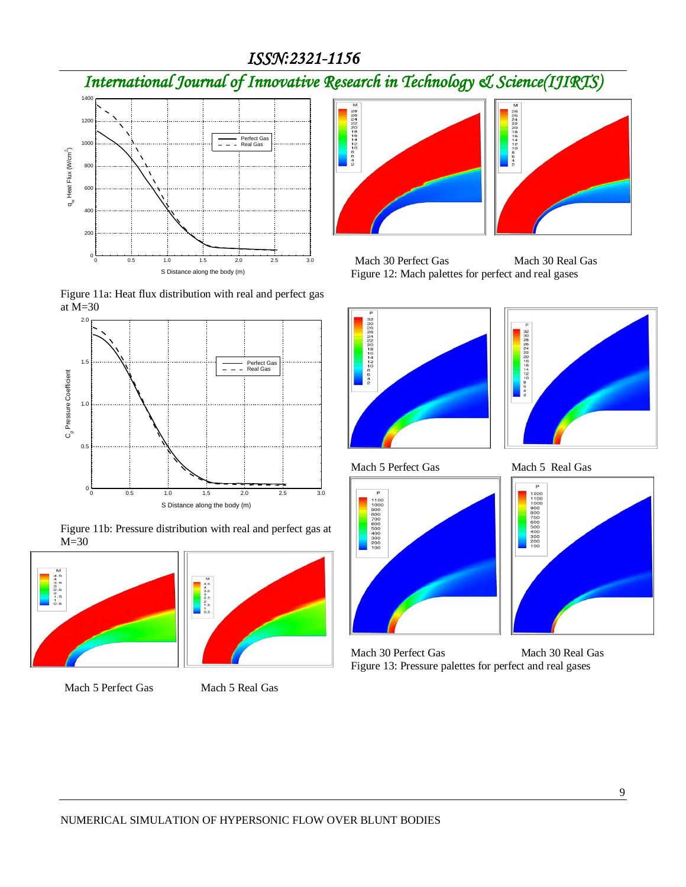Figure 11a: Heat flux distribution with real and perfect gas at M=30

Figure 11b: Pressure distribution with real and perfect gas at M=30

Mach 5 Perfect Gas    Mach 5 Real Gas

Mach 30 Perfect Gas    Mach 30 Real Gas

Figure 12: Mach palettes for perfect and real gases

Mach 5 Perfect Gas    Mach 5 Real Gas

Mach 30 Perfect Gas    Mach 30 Real Gas

Figure 13: Pressure palettes for perfect and real gases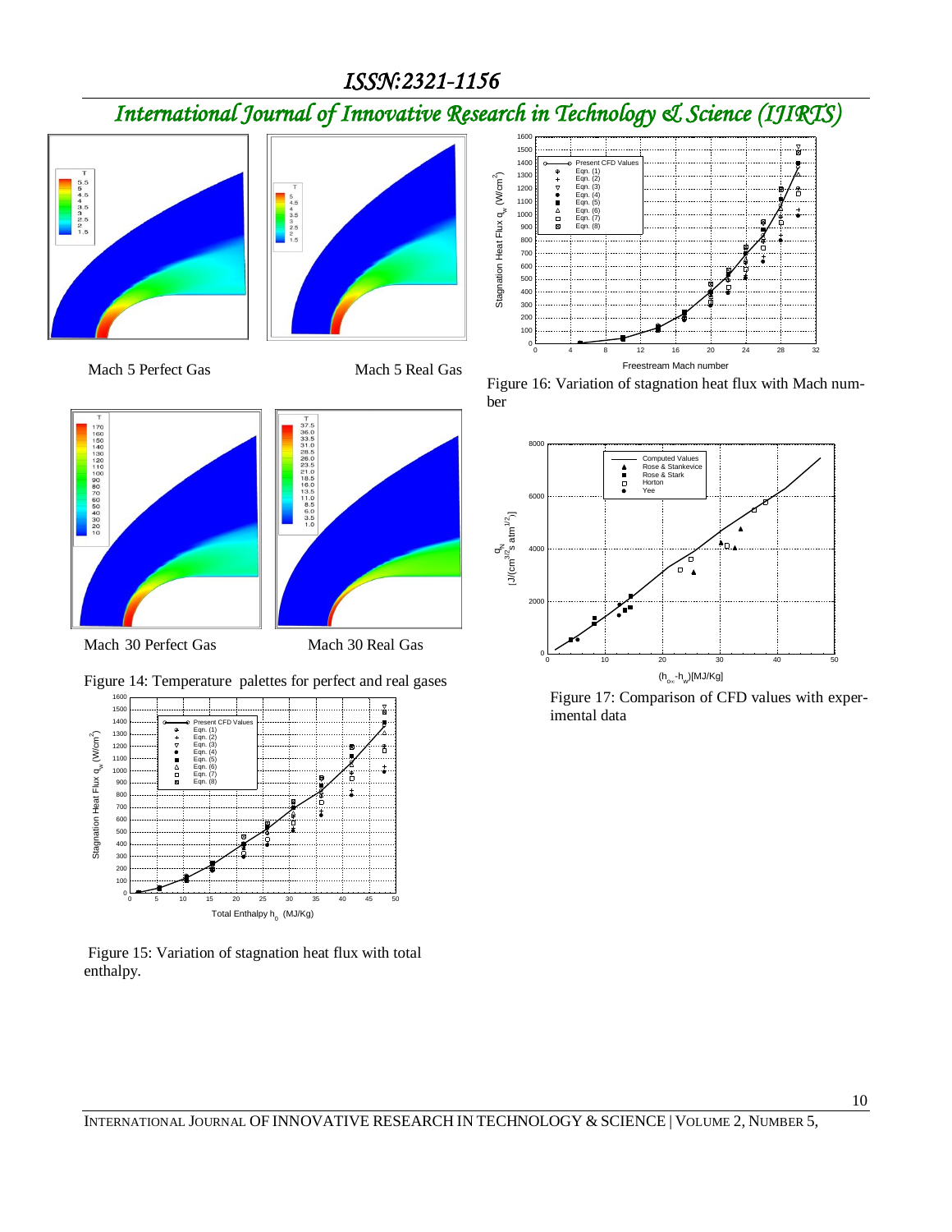T
5.5
5
4.5
4
3.5
3
2.5
2
1.5

T
5
4.5
4
3.5
3
2.5
2
1.5

Mach 5 Perfect Gas

Mach 5 Real Gas

T
170
160
150
140
130
120
110
100
90
80
70
60
50
40
30
20
10

T
37.5
36.0
33.5
31.0
28.5
26.0
23.5
21.0
18.5
16.0
13.5
11.0
8.5
6.0
3.5
1.0

Mach 30 Perfect Gas

Mach 30 Real Gas

Figure 14: Temperature palettes for perfect and real gases

Stagnation Heat Flux $q_w$ (W/cm$^2$)
Total Enthalpy $h_0$ (MJ/Kg)
Present CFD Values
Eqn. (1)
Eqn. (2)
Eqn. (3)
Eqn. (4)
Eqn. (5)
Eqn. (6)
Eqn. (7)
Eqn. (8)

Figure 15: Variation of stagnation heat flux with total enthalpy.

Stagnation Heat Flux $q_w$ (W/cm$^2$)
Freestream Mach number
Present CFD Values
Eqn. (1)
Eqn. (2)
Eqn. (3)
Eqn. (4)
Eqn. (5)
Eqn. (6)
Eqn. (7)
Eqn. (8)

Figure 16: Variation of stagnation heat flux with Mach number

$q_N$ [J/(cm$^{3/2}$s atm$^{1/2}$)]
($h_{0\infty}$-$h_w$)[MJ/Kg]
Computed Values
Rose & Stankevice
Rose & Stark
Horton
Yee

Figure 17: Comparison of CFD values with experimental data